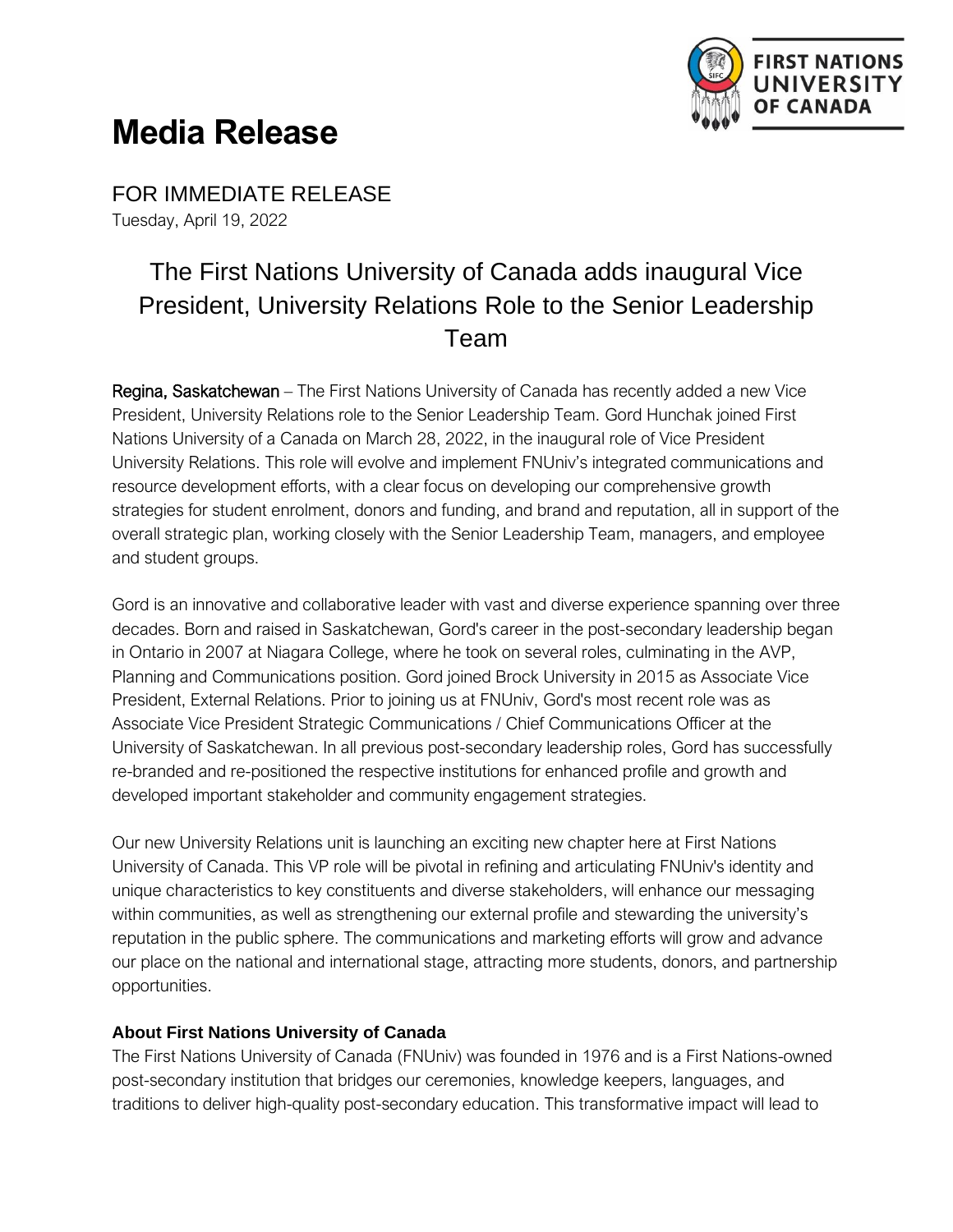# Media Release

FOR IMMEDIATE RELEASE
Tuesday, April 19, 2022

## The First Nations University of Canada adds inaugural Vice President, University Relations Role to the Senior Leadership Team

**Regina, Saskatchewan** – The First Nations University of Canada has recently added a new Vice President, University Relations role to the Senior Leadership Team. Gord Hunchak joined First Nations University of a Canada on March 28, 2022, in the inaugural role of Vice President University Relations. This role will evolve and implement FNUniv's integrated communications and resource development efforts, with a clear focus on developing our comprehensive growth strategies for student enrolment, donors and funding, and brand and reputation, all in support of the overall strategic plan, working closely with the Senior Leadership Team, managers, and employee and student groups.

Gord is an innovative and collaborative leader with vast and diverse experience spanning over three decades. Born and raised in Saskatchewan, Gord's career in the post-secondary leadership began in Ontario in 2007 at Niagara College, where he took on several roles, culminating in the AVP, Planning and Communications position. Gord joined Brock University in 2015 as Associate Vice President, External Relations. Prior to joining us at FNUniv, Gord's most recent role was as Associate Vice President Strategic Communications / Chief Communications Officer at the University of Saskatchewan. In all previous post-secondary leadership roles, Gord has successfully re-branded and re-positioned the respective institutions for enhanced profile and growth and developed important stakeholder and community engagement strategies.

Our new University Relations unit is launching an exciting new chapter here at First Nations University of Canada. This VP role will be pivotal in refining and articulating FNUniv's identity and unique characteristics to key constituents and diverse stakeholders, will enhance our messaging within communities, as well as strengthening our external profile and stewarding the university's reputation in the public sphere. The communications and marketing efforts will grow and advance our place on the national and international stage, attracting more students, donors, and partnership opportunities.

### About First Nations University of Canada

The First Nations University of Canada (FNUniv) was founded in 1976 and is a First Nations-owned post-secondary institution that bridges our ceremonies, knowledge keepers, languages, and traditions to deliver high-quality post-secondary education. This transformative impact will lead to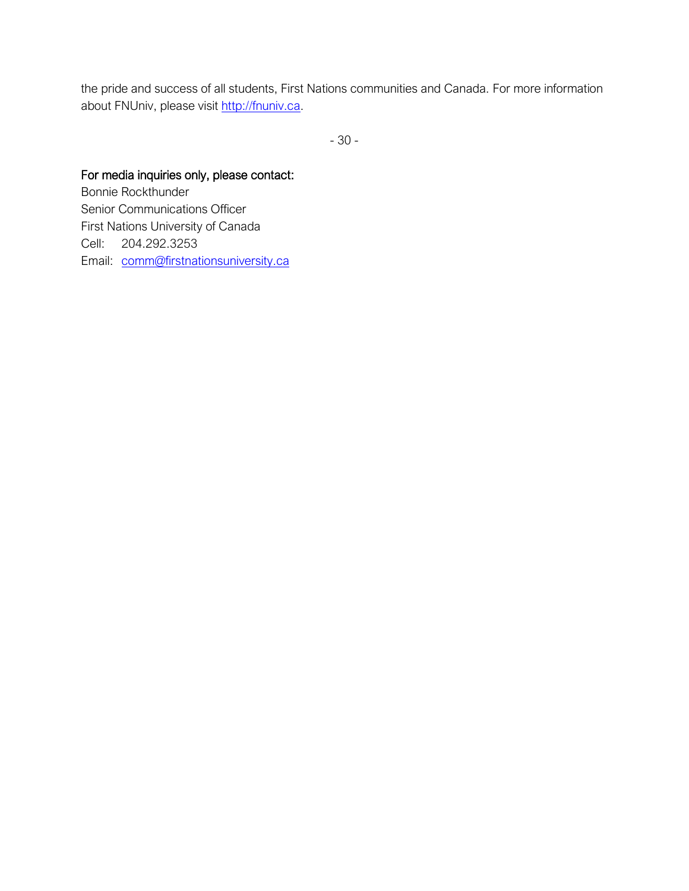the pride and success of all students, First Nations communities and Canada. For more information about FNUniv, please visit http://fnuniv.ca.

- 30 -

For media inquiries only, please contact:
Bonnie Rockthunder
Senior Communications Officer
First Nations University of Canada
Cell: 204.292.3253
Email: comm@firstnationsuniversity.ca